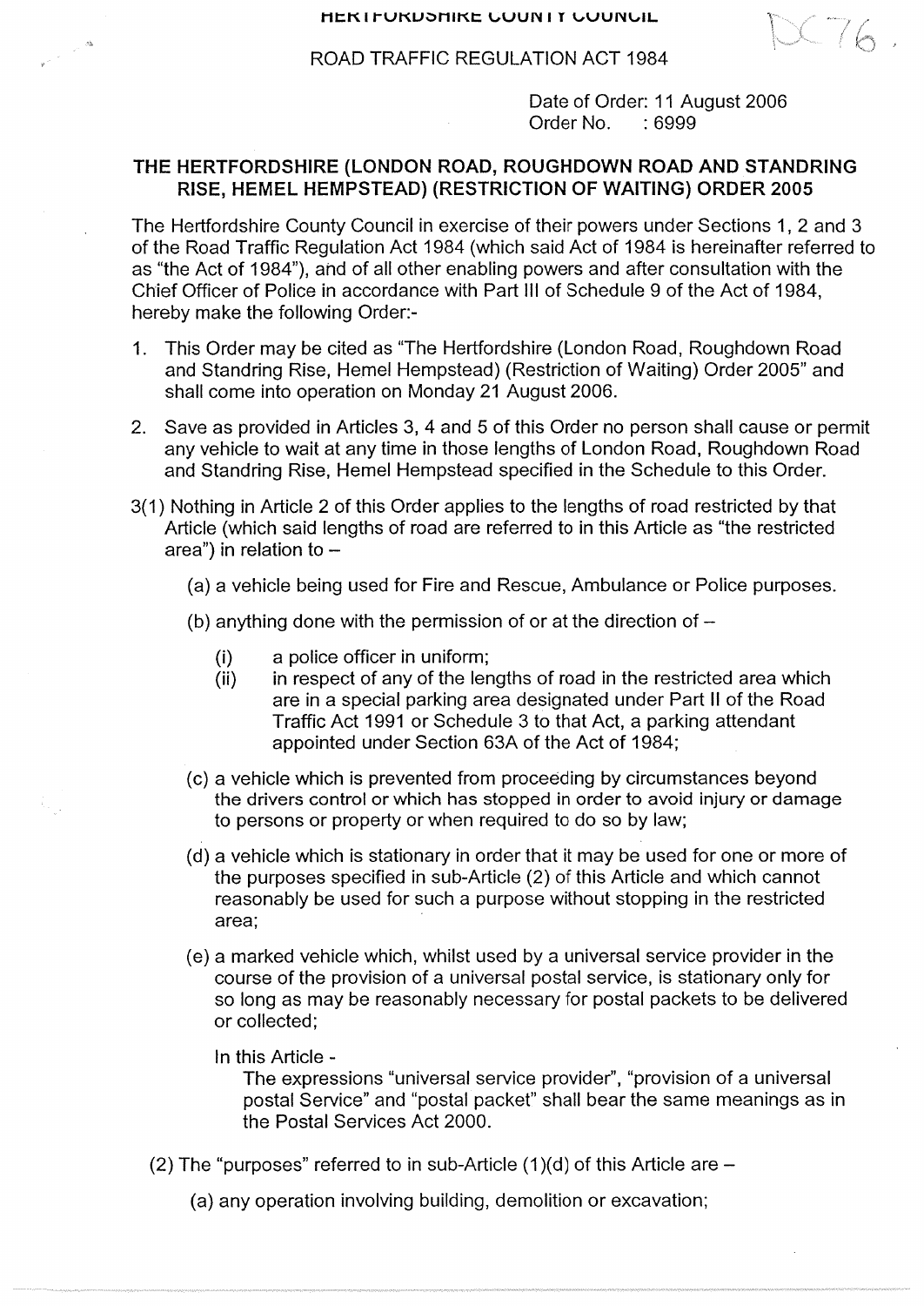HERTFORDSHIRE COUNTY COUNCIL

DC76.

ROAD TRAFFIC REGULATION ACT 1984

Date of Order: 11 August 2006
Order No. : 6999

## THE HERTFORDSHIRE (LONDON ROAD, ROUGHDOWN ROAD AND STANDRING RISE, HEMEL HEMPSTEAD) (RESTRICTION OF WAITING) ORDER 2005

The Hertfordshire County Council in exercise of their powers under Sections 1, 2 and 3 of the Road Traffic Regulation Act 1984 (which said Act of 1984 is hereinafter referred to as "the Act of 1984"), and of all other enabling powers and after consultation with the Chief Officer of Police in accordance with Part III of Schedule 9 of the Act of 1984, hereby make the following Order:-

1. This Order may be cited as "The Hertfordshire (London Road, Roughdown Road and Standring Rise, Hemel Hempstead) (Restriction of Waiting) Order 2005" and shall come into operation on Monday 21 August 2006.

2. Save as provided in Articles 3, 4 and 5 of this Order no person shall cause or permit any vehicle to wait at any time in those lengths of London Road, Roughdown Road and Standring Rise, Hemel Hempstead specified in the Schedule to this Order.

3(1) Nothing in Article 2 of this Order applies to the lengths of road restricted by that Article (which said lengths of road are referred to in this Article as "the restricted area") in relation to –

(a) a vehicle being used for Fire and Rescue, Ambulance or Police purposes.

(b) anything done with the permission of or at the direction of –

(i) a police officer in uniform;
(ii) in respect of any of the lengths of road in the restricted area which are in a special parking area designated under Part II of the Road Traffic Act 1991 or Schedule 3 to that Act, a parking attendant appointed under Section 63A of the Act of 1984;

(c) a vehicle which is prevented from proceeding by circumstances beyond the drivers control or which has stopped in order to avoid injury or damage to persons or property or when required to do so by law;

(d) a vehicle which is stationary in order that it may be used for one or more of the purposes specified in sub-Article (2) of this Article and which cannot reasonably be used for such a purpose without stopping in the restricted area;

(e) a marked vehicle which, whilst used by a universal service provider in the course of the provision of a universal postal service, is stationary only for so long as may be reasonably necessary for postal packets to be delivered or collected;

In this Article -
The expressions "universal service provider", "provision of a universal postal Service" and "postal packet" shall bear the same meanings as in the Postal Services Act 2000.

(2) The "purposes" referred to in sub-Article (1)(d) of this Article are –

(a) any operation involving building, demolition or excavation;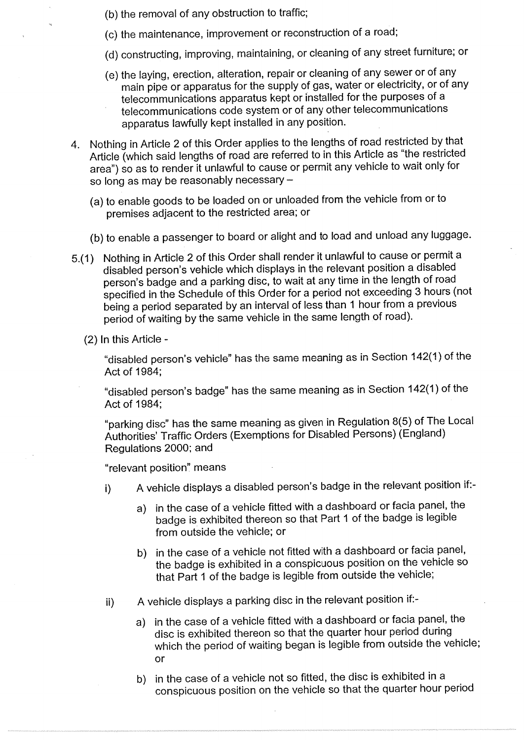(b) the removal of any obstruction to traffic;

(c) the maintenance, improvement or reconstruction of a road;

(d) constructing, improving, maintaining, or cleaning of any street furniture; or

(e) the laying, erection, alteration, repair or cleaning of any sewer or of any main pipe or apparatus for the supply of gas, water or electricity, or of any telecommunications apparatus kept or installed for the purposes of a telecommunications code system or of any other telecommunications apparatus lawfully kept installed in any position.

4. Nothing in Article 2 of this Order applies to the lengths of road restricted by that Article (which said lengths of road are referred to in this Article as "the restricted area") so as to render it unlawful to cause or permit any vehicle to wait only for so long as may be reasonably necessary –

   (a) to enable goods to be loaded on or unloaded from the vehicle from or to premises adjacent to the restricted area; or

   (b) to enable a passenger to board or alight and to load and unload any luggage.

5.(1) Nothing in Article 2 of this Order shall render it unlawful to cause or permit a disabled person's vehicle which displays in the relevant position a disabled person's badge and a parking disc, to wait at any time in the length of road specified in the Schedule of this Order for a period not exceeding 3 hours (not being a period separated by an interval of less than 1 hour from a previous period of waiting by the same vehicle in the same length of road).

(2) In this Article -

"disabled person's vehicle" has the same meaning as in Section 142(1) of the Act of 1984;

"disabled person's badge" has the same meaning as in Section 142(1) of the Act of 1984;

"parking disc" has the same meaning as given in Regulation 8(5) of The Local Authorities' Traffic Orders (Exemptions for Disabled Persons) (England) Regulations 2000; and

"relevant position" means

i) A vehicle displays a disabled person's badge in the relevant position if:-

   a) in the case of a vehicle fitted with a dashboard or facia panel, the badge is exhibited thereon so that Part 1 of the badge is legible from outside the vehicle; or

   b) in the case of a vehicle not fitted with a dashboard or facia panel, the badge is exhibited in a conspicuous position on the vehicle so that Part 1 of the badge is legible from outside the vehicle;

ii) A vehicle displays a parking disc in the relevant position if:-

   a) in the case of a vehicle fitted with a dashboard or facia panel, the disc is exhibited thereon so that the quarter hour period during which the period of waiting began is legible from outside the vehicle; or

   b) in the case of a vehicle not so fitted, the disc is exhibited in a conspicuous position on the vehicle so that the quarter hour period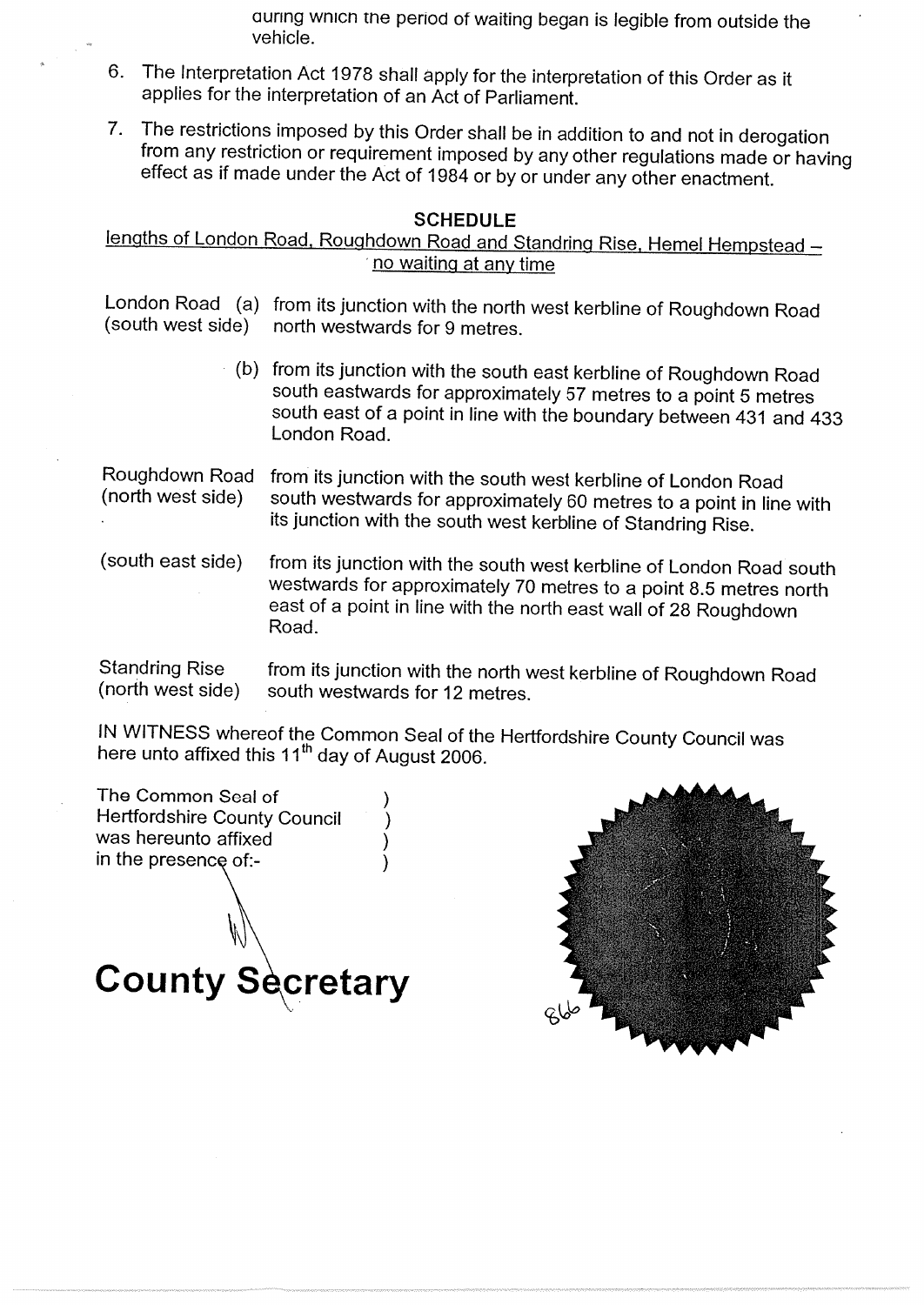during which the period of waiting began is legible from outside the vehicle.

6. The Interpretation Act 1978 shall apply for the interpretation of this Order as it applies for the interpretation of an Act of Parliament.

7. The restrictions imposed by this Order shall be in addition to and not in derogation from any restriction or requirement imposed by any other regulations made or having effect as if made under the Act of 1984 or by or under any other enactment.

## SCHEDULE

lengths of London Road, Roughdown Road and Standring Rise, Hemel Hempstead – no waiting at any time

| | | |
|---|---|---|
| London Road (south west side) | (a) | from its junction with the north west kerbline of Roughdown Road north westwards for 9 metres. |
| | (b) | from its junction with the south east kerbline of Roughdown Road south eastwards for approximately 57 metres to a point 5 metres south east of a point in line with the boundary between 431 and 433 London Road. |
| Roughdown Road (north west side) | | from its junction with the south west kerbline of London Road south westwards for approximately 60 metres to a point in line with its junction with the south west kerbline of Standring Rise. |
| (south east side) | | from its junction with the south west kerbline of London Road south westwards for approximately 70 metres to a point 8.5 metres north east of a point in line with the north east wall of 28 Roughdown Road. |
| Standring Rise (north west side) | | from its junction with the north west kerbline of Roughdown Road south westwards for 12 metres. |

IN WITNESS whereof the Common Seal of the Hertfordshire County Council was here unto affixed this 11th day of August 2006.

The Common Seal of )
Hertfordshire County Council )
was hereunto affixed )
in the presence of:- )

**County Secretary**

866